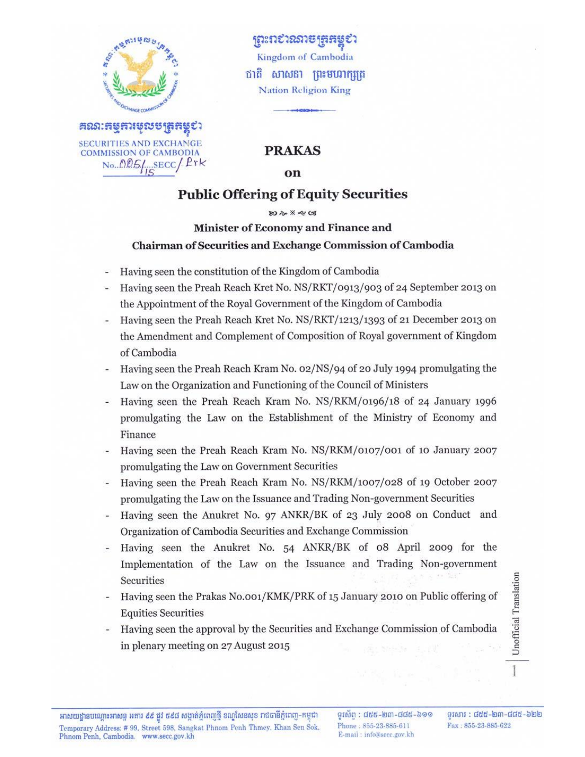ព្រះរាជាណាចក្រកម្ពុជា

Kingdom of Cambodia

ជាតិ សាសនា ព្រះមហាក្សត្រ

Nation Religion King

គណៈកម្មការមូលបត្រកម្ពុជា

SECURITIES AND EXCHANGE COMMISSION OF CAMBODIA

No. 005/15 SECC/Prk

# PRAKAS

# on

# Public Offering of Equity Securities

## Minister of Economy and Finance and Chairman of Securities and Exchange Commission of Cambodia

- Having seen the constitution of the Kingdom of Cambodia
- Having seen the Preah Reach Kret No. NS/RKT/0913/903 of 24 September 2013 on the Appointment of the Royal Government of the Kingdom of Cambodia
- Having seen the Preah Reach Kret No. NS/RKT/1213/1393 of 21 December 2013 on the Amendment and Complement of Composition of Royal government of Kingdom of Cambodia
- Having seen the Preah Reach Kram No. 02/NS/94 of 20 July 1994 promulgating the Law on the Organization and Functioning of the Council of Ministers
- Having seen the Preah Reach Kram No. NS/RKM/0196/18 of 24 January 1996 promulgating the Law on the Establishment of the Ministry of Economy and Finance
- Having seen the Preah Reach Kram No. NS/RKM/0107/001 of 10 January 2007 promulgating the Law on Government Securities
- Having seen the Preah Reach Kram No. NS/RKM/1007/028 of 19 October 2007 promulgating the Law on the Issuance and Trading Non-government Securities
- Having seen the Anukret No. 97 ANKR/BK of 23 July 2008 on Conduct and Organization of Cambodia Securities and Exchange Commission
- Having seen the Anukret No. 54 ANKR/BK of 08 April 2009 for the Implementation of the Law on the Issuance and Trading Non-government Securities
- Having seen the Prakas No.001/KMK/PRK of 15 January 2010 on Public offering of Equities Securities
- Having seen the approval by the Securities and Exchange Commission of Cambodia in plenary meeting on 27 August 2015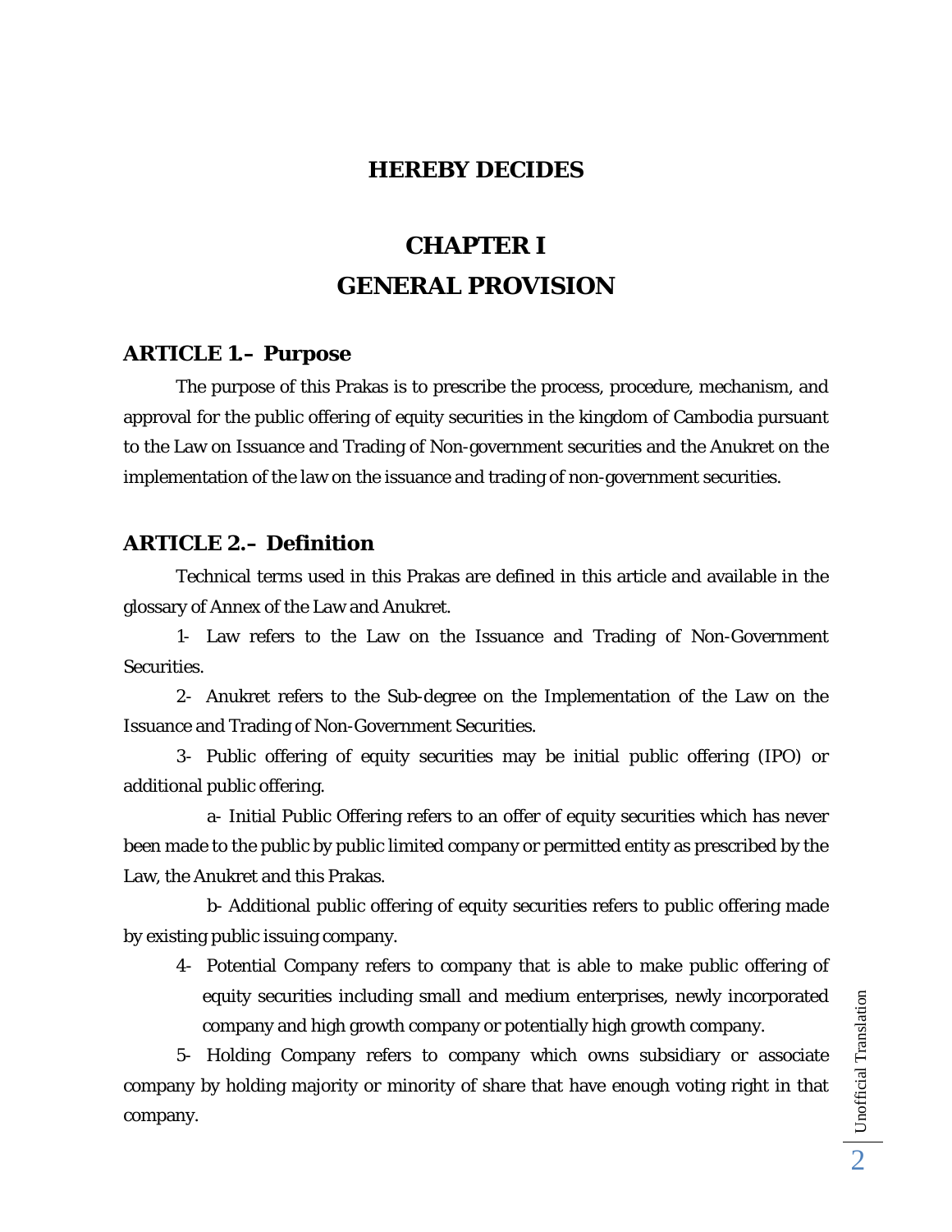## HEREBY DECIDES

# CHAPTER I
# GENERAL PROVISION

### ARTICLE 1.– Purpose

The purpose of this Prakas is to prescribe the process, procedure, mechanism, and approval for the public offering of equity securities in the kingdom of Cambodia pursuant to the Law on Issuance and Trading of Non-government securities and the Anukret on the implementation of the law on the issuance and trading of non-government securities.

### ARTICLE 2.– Definition

Technical terms used in this Prakas are defined in this article and available in the glossary of Annex of the Law and Anukret.

1- Law refers to the Law on the Issuance and Trading of Non-Government Securities.

2- Anukret refers to the Sub-degree on the Implementation of the Law on the Issuance and Trading of Non-Government Securities.

3- Public offering of equity securities may be initial public offering (IPO) or additional public offering.

a- Initial Public Offering refers to an offer of equity securities which has never been made to the public by public limited company or permitted entity as prescribed by the Law, the Anukret and this Prakas.

b- Additional public offering of equity securities refers to public offering made by existing public issuing company.

4- Potential Company refers to company that is able to make public offering of equity securities including small and medium enterprises, newly incorporated company and high growth company or potentially high growth company.

5- Holding Company refers to company which owns subsidiary or associate company by holding majority or minority of share that have enough voting right in that company.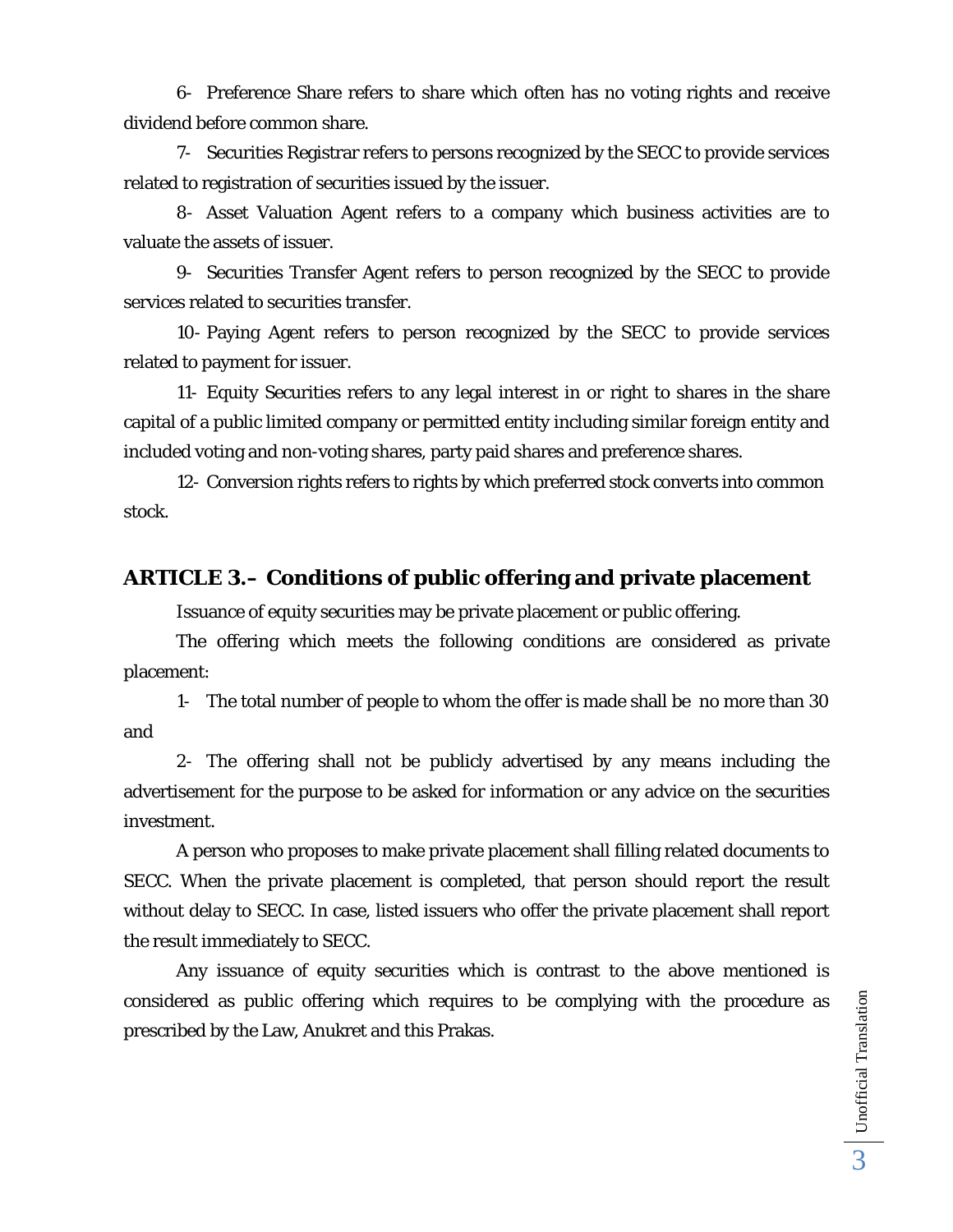6- Preference Share refers to share which often has no voting rights and receive dividend before common share.

7- Securities Registrar refers to persons recognized by the SECC to provide services related to registration of securities issued by the issuer.

8- Asset Valuation Agent refers to a company which business activities are to valuate the assets of issuer.

9- Securities Transfer Agent refers to person recognized by the SECC to provide services related to securities transfer.

10- Paying Agent refers to person recognized by the SECC to provide services related to payment for issuer.

11- Equity Securities refers to any legal interest in or right to shares in the share capital of a public limited company or permitted entity including similar foreign entity and included voting and non-voting shares, party paid shares and preference shares.

12- Conversion rights refers to rights by which preferred stock converts into common stock.

## ARTICLE 3.– Conditions of public offering and private placement

Issuance of equity securities may be private placement or public offering.

The offering which meets the following conditions are considered as private placement:

1- The total number of people to whom the offer is made shall be no more than 30 and

2- The offering shall not be publicly advertised by any means including the advertisement for the purpose to be asked for information or any advice on the securities investment.

A person who proposes to make private placement shall filling related documents to SECC. When the private placement is completed, that person should report the result without delay to SECC. In case, listed issuers who offer the private placement shall report the result immediately to SECC.

Any issuance of equity securities which is contrast to the above mentioned is considered as public offering which requires to be complying with the procedure as prescribed by the Law, Anukret and this Prakas.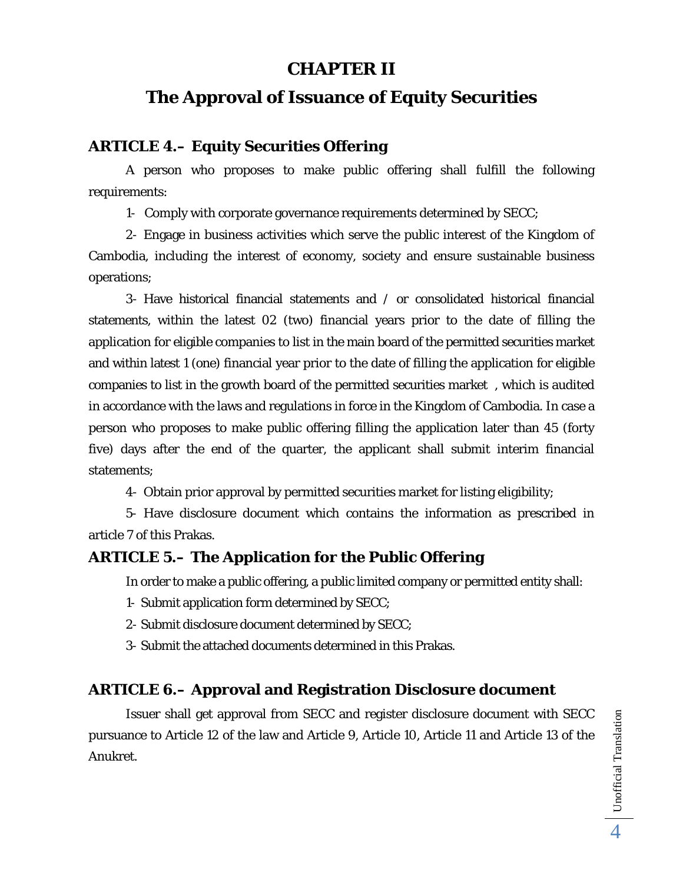# CHAPTER II

# The Approval of Issuance of Equity Securities

## ARTICLE 4.– Equity Securities Offering

A person who proposes to make public offering shall fulfill the following requirements:

1- Comply with corporate governance requirements determined by SECC;

2- Engage in business activities which serve the public interest of the Kingdom of Cambodia, including the interest of economy, society and ensure sustainable business operations;

3- Have historical financial statements and / or consolidated historical financial statements, within the latest 02 (two) financial years prior to the date of filling the application for eligible companies to list in the main board of the permitted securities market and within latest 1 (one) financial year prior to the date of filling the application for eligible companies to list in the growth board of the permitted securities market , which is audited in accordance with the laws and regulations in force in the Kingdom of Cambodia. In case a person who proposes to make public offering filling the application later than 45 (forty five) days after the end of the quarter, the applicant shall submit interim financial statements;

4- Obtain prior approval by permitted securities market for listing eligibility;

5- Have disclosure document which contains the information as prescribed in article 7 of this Prakas.

## ARTICLE 5.– The Application for the Public Offering

In order to make a public offering, a public limited company or permitted entity shall:

1- Submit application form determined by SECC;

2- Submit disclosure document determined by SECC;

3- Submit the attached documents determined in this Prakas.

## ARTICLE 6.– Approval and Registration Disclosure document

Issuer shall get approval from SECC and register disclosure document with SECC pursuance to Article 12 of the law and Article 9, Article 10, Article 11 and Article 13 of the Anukret.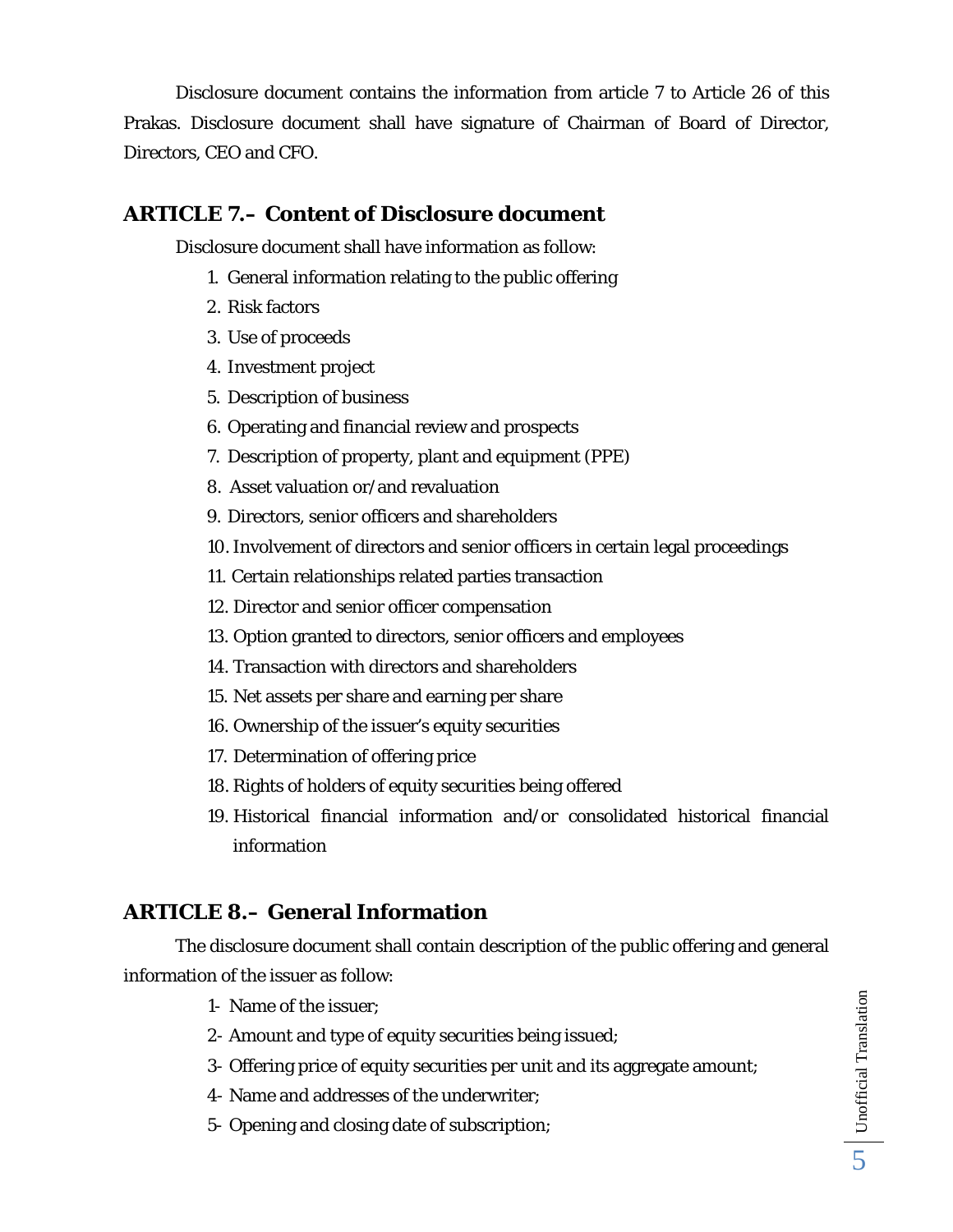Disclosure document contains the information from article 7 to Article 26 of this Prakas. Disclosure document shall have signature of Chairman of Board of Director, Directors, CEO and CFO.

## ARTICLE 7.– Content of Disclosure document

Disclosure document shall have information as follow:

1. General information relating to the public offering
2. Risk factors
3. Use of proceeds
4. Investment project
5. Description of business
6. Operating and financial review and prospects
7. Description of property, plant and equipment (PPE)
8. Asset valuation or/and revaluation
9. Directors, senior officers and shareholders
10. Involvement of directors and senior officers in certain legal proceedings
11. Certain relationships related parties transaction
12. Director and senior officer compensation
13. Option granted to directors, senior officers and employees
14. Transaction with directors and shareholders
15. Net assets per share and earning per share
16. Ownership of the issuer's equity securities
17. Determination of offering price
18. Rights of holders of equity securities being offered
19. Historical financial information and/or consolidated historical financial information

## ARTICLE 8.– General Information

The disclosure document shall contain description of the public offering and general information of the issuer as follow:

1- Name of the issuer;

2- Amount and type of equity securities being issued;

3- Offering price of equity securities per unit and its aggregate amount;

4- Name and addresses of the underwriter;

5- Opening and closing date of subscription;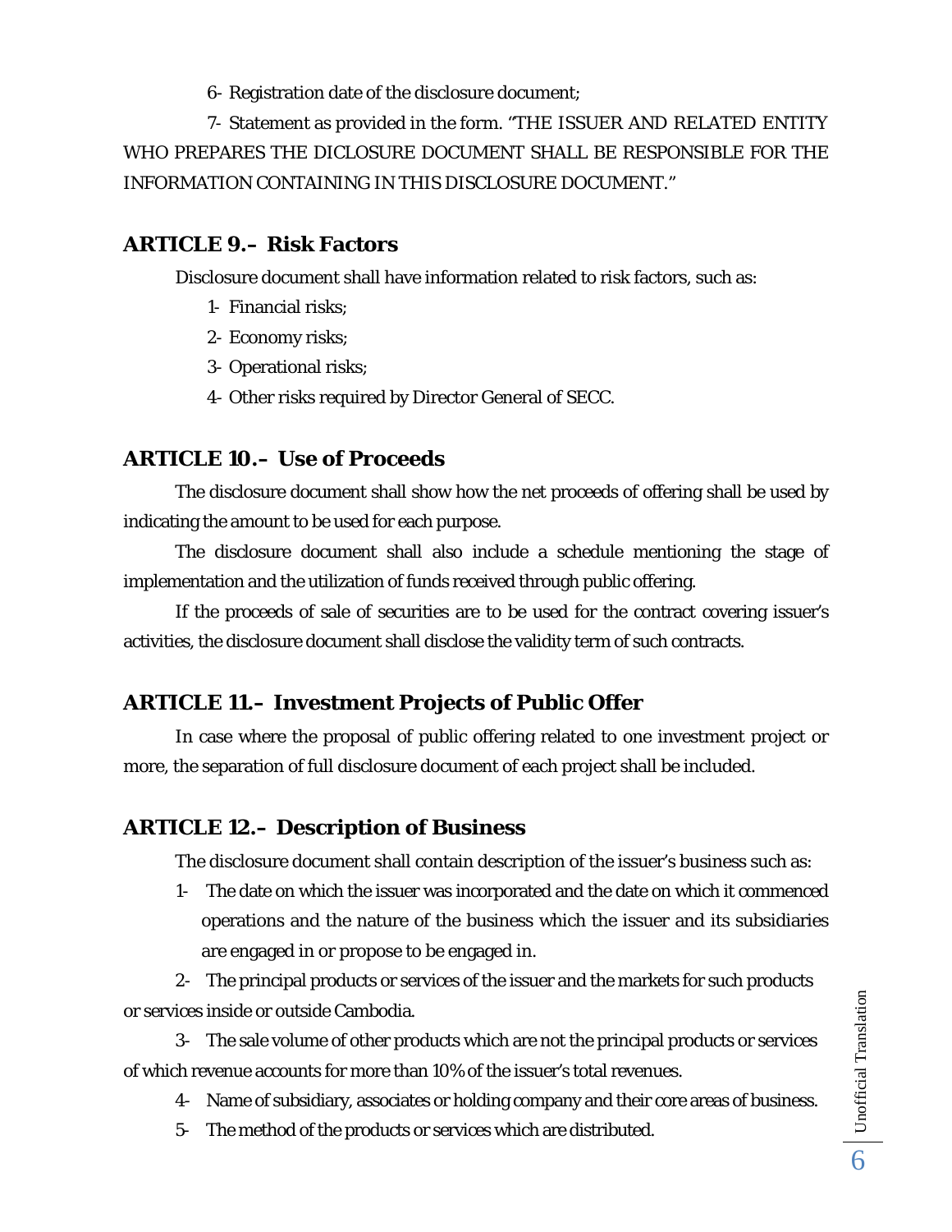6- Registration date of the disclosure document;

7- Statement as provided in the form. "THE ISSUER AND RELATED ENTITY WHO PREPARES THE DICLOSURE DOCUMENT SHALL BE RESPONSIBLE FOR THE INFORMATION CONTAINING IN THIS DISCLOSURE DOCUMENT."

## ARTICLE 9.– Risk Factors

Disclosure document shall have information related to risk factors, such as:

1- Financial risks;

2- Economy risks;

3- Operational risks;

4- Other risks required by Director General of SECC.

## ARTICLE 10.– Use of Proceeds

The disclosure document shall show how the net proceeds of offering shall be used by indicating the amount to be used for each purpose.

The disclosure document shall also include a schedule mentioning the stage of implementation and the utilization of funds received through public offering.

If the proceeds of sale of securities are to be used for the contract covering issuer's activities, the disclosure document shall disclose the validity term of such contracts.

## ARTICLE 11.– Investment Projects of Public Offer

In case where the proposal of public offering related to one investment project or more, the separation of full disclosure document of each project shall be included.

## ARTICLE 12.– Description of Business

The disclosure document shall contain description of the issuer's business such as:

1- The date on which the issuer was incorporated and the date on which it commenced operations and the nature of the business which the issuer and its subsidiaries are engaged in or propose to be engaged in.

2- The principal products or services of the issuer and the markets for such products or services inside or outside Cambodia.

3- The sale volume of other products which are not the principal products or services of which revenue accounts for more than 10% of the issuer's total revenues.

4- Name of subsidiary, associates or holding company and their core areas of business.

5- The method of the products or services which are distributed.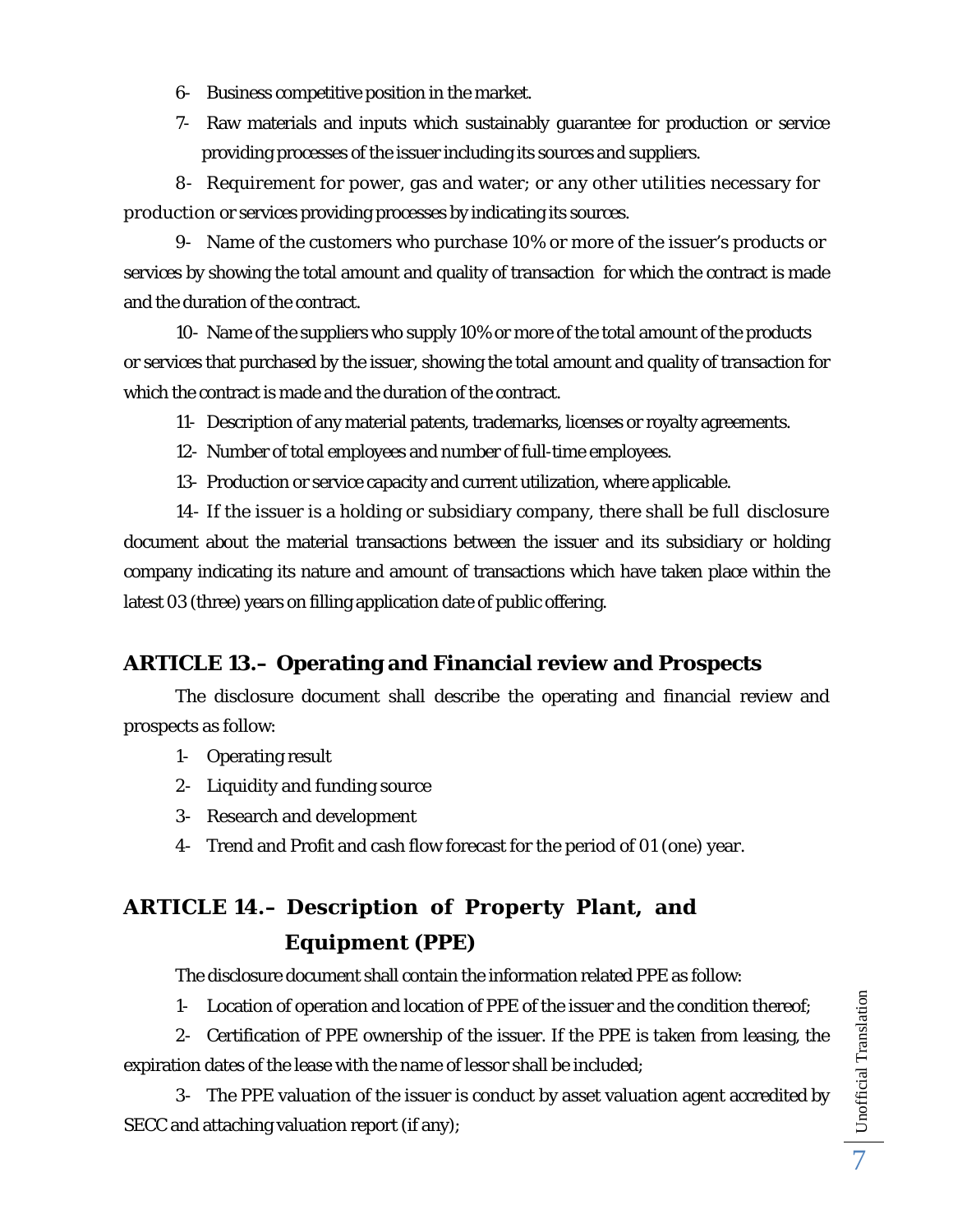6- Business competitive position in the market.

7- Raw materials and inputs which sustainably guarantee for production or service providing processes of the issuer including its sources and suppliers.

8- Requirement for power, gas and water; or any other utilities necessary for production or services providing processes by indicating its sources.

9- Name of the customers who purchase 10% or more of the issuer's products or services by showing the total amount and quality of transaction for which the contract is made and the duration of the contract.

10- Name of the suppliers who supply 10% or more of the total amount of the products or services that purchased by the issuer, showing the total amount and quality of transaction for which the contract is made and the duration of the contract.

11- Description of any material patents, trademarks, licenses or royalty agreements.

12- Number of total employees and number of full-time employees.

13- Production or service capacity and current utilization, where applicable.

14- If the issuer is a holding or subsidiary company, there shall be full disclosure document about the material transactions between the issuer and its subsidiary or holding company indicating its nature and amount of transactions which have taken place within the latest 03 (three) years on filling application date of public offering.

## ARTICLE 13.– Operating and Financial review and Prospects

The disclosure document shall describe the operating and financial review and prospects as follow:

1- Operating result

2- Liquidity and funding source

3- Research and development

4- Trend and Profit and cash flow forecast for the period of 01 (one) year.

## ARTICLE 14.– Description of Property Plant, and Equipment (PPE)

The disclosure document shall contain the information related PPE as follow:

1- Location of operation and location of PPE of the issuer and the condition thereof;

2- Certification of PPE ownership of the issuer. If the PPE is taken from leasing, the expiration dates of the lease with the name of lessor shall be included;

3- The PPE valuation of the issuer is conduct by asset valuation agent accredited by SECC and attaching valuation report (if any);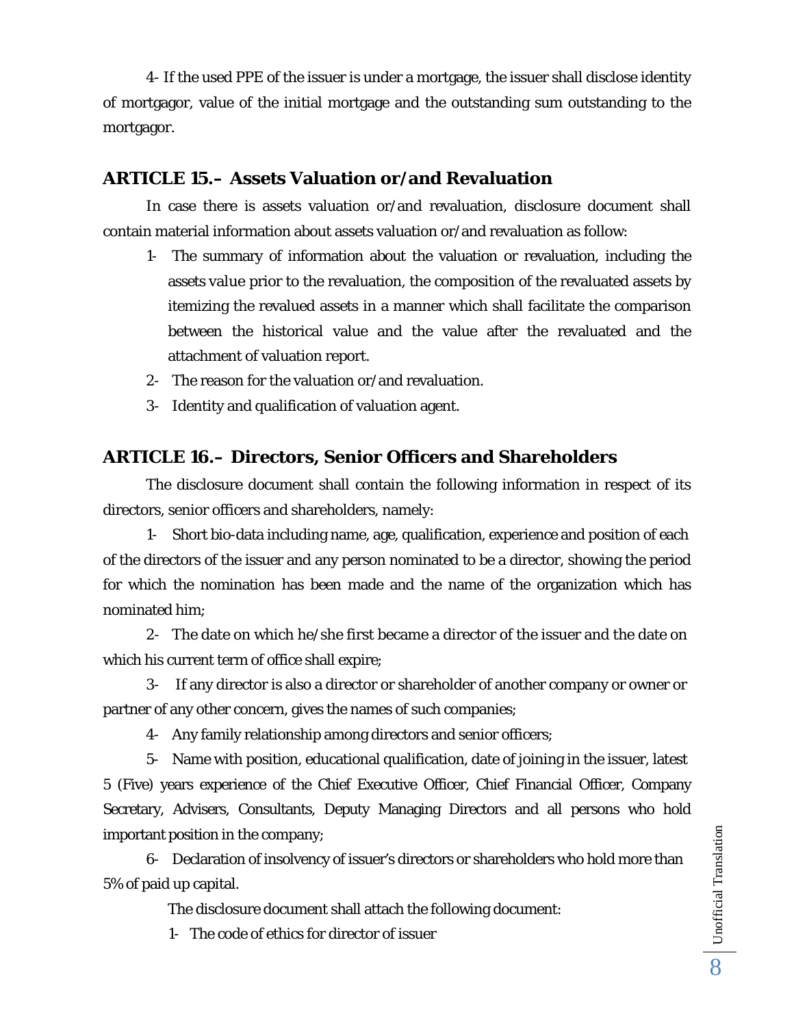4- If the used PPE of the issuer is under a mortgage, the issuer shall disclose identity of mortgagor, value of the initial mortgage and the outstanding sum outstanding to the mortgagor.

## ARTICLE 15.– Assets Valuation or/and Revaluation

In case there is assets valuation or/and revaluation, disclosure document shall contain material information about assets valuation or/and revaluation as follow:

1- The summary of information about the valuation or revaluation, including the assets value prior to the revaluation, the composition of the revaluated assets by itemizing the revalued assets in a manner which shall facilitate the comparison between the historical value and the value after the revaluated and the attachment of valuation report.

2- The reason for the valuation or/and revaluation.

3- Identity and qualification of valuation agent.

## ARTICLE 16.– Directors, Senior Officers and Shareholders

The disclosure document shall contain the following information in respect of its directors, senior officers and shareholders, namely:

1- Short bio-data including name, age, qualification, experience and position of each of the directors of the issuer and any person nominated to be a director, showing the period for which the nomination has been made and the name of the organization which has nominated him;

2- The date on which he/she first became a director of the issuer and the date on which his current term of office shall expire;

3- If any director is also a director or shareholder of another company or owner or partner of any other concern, gives the names of such companies;

4- Any family relationship among directors and senior officers;

5- Name with position, educational qualification, date of joining in the issuer, latest 5 (Five) years experience of the Chief Executive Officer, Chief Financial Officer, Company Secretary, Advisers, Consultants, Deputy Managing Directors and all persons who hold important position in the company;

6- Declaration of insolvency of issuer's directors or shareholders who hold more than 5% of paid up capital.

The disclosure document shall attach the following document:

1- The code of ethics for director of issuer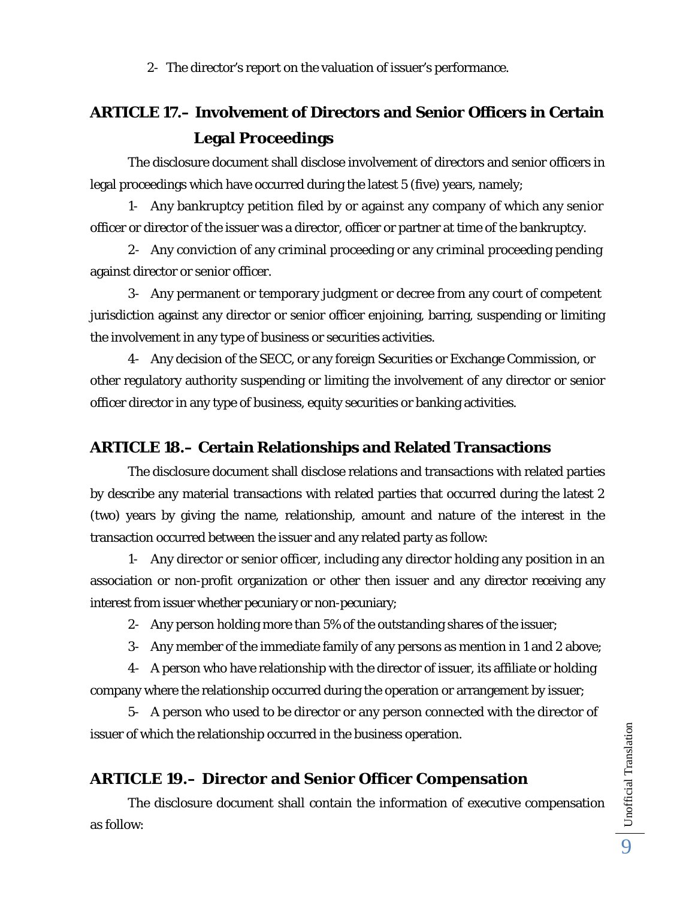2- The director's report on the valuation of issuer's performance.

## ARTICLE 17.– Involvement of Directors and Senior Officers in Certain Legal Proceedings

The disclosure document shall disclose involvement of directors and senior officers in legal proceedings which have occurred during the latest 5 (five) years, namely;

1- Any bankruptcy petition filed by or against any company of which any senior officer or director of the issuer was a director, officer or partner at time of the bankruptcy.

2- Any conviction of any criminal proceeding or any criminal proceeding pending against director or senior officer.

3- Any permanent or temporary judgment or decree from any court of competent jurisdiction against any director or senior officer enjoining, barring, suspending or limiting the involvement in any type of business or securities activities.

4- Any decision of the SECC, or any foreign Securities or Exchange Commission, or other regulatory authority suspending or limiting the involvement of any director or senior officer director in any type of business, equity securities or banking activities.

## ARTICLE 18.– Certain Relationships and Related Transactions

The disclosure document shall disclose relations and transactions with related parties by describe any material transactions with related parties that occurred during the latest 2 (two) years by giving the name, relationship, amount and nature of the interest in the transaction occurred between the issuer and any related party as follow:

1- Any director or senior officer, including any director holding any position in an association or non-profit organization or other then issuer and any director receiving any interest from issuer whether pecuniary or non-pecuniary;

2- Any person holding more than 5% of the outstanding shares of the issuer;

3- Any member of the immediate family of any persons as mention in 1 and 2 above;

4- A person who have relationship with the director of issuer, its affiliate or holding company where the relationship occurred during the operation or arrangement by issuer;

5- A person who used to be director or any person connected with the director of issuer of which the relationship occurred in the business operation.

## ARTICLE 19.– Director and Senior Officer Compensation

The disclosure document shall contain the information of executive compensation as follow: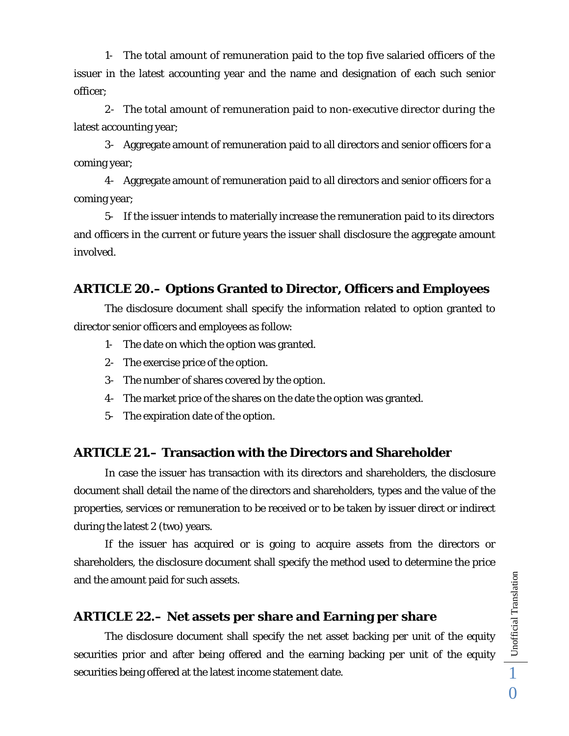1- The total amount of remuneration paid to the top five salaried officers of the issuer in the latest accounting year and the name and designation of each such senior officer;

2- The total amount of remuneration paid to non-executive director during the latest accounting year;

3- Aggregate amount of remuneration paid to all directors and senior officers for a coming year;

4- Aggregate amount of remuneration paid to all directors and senior officers for a coming year;

5- If the issuer intends to materially increase the remuneration paid to its directors and officers in the current or future years the issuer shall disclosure the aggregate amount involved.

## ARTICLE 20.– Options Granted to Director, Officers and Employees

The disclosure document shall specify the information related to option granted to director senior officers and employees as follow:

1- The date on which the option was granted.

2- The exercise price of the option.

3- The number of shares covered by the option.

4- The market price of the shares on the date the option was granted.

5- The expiration date of the option.

## ARTICLE 21.– Transaction with the Directors and Shareholder

In case the issuer has transaction with its directors and shareholders, the disclosure document shall detail the name of the directors and shareholders, types and the value of the properties, services or remuneration to be received or to be taken by issuer direct or indirect during the latest 2 (two) years.

If the issuer has acquired or is going to acquire assets from the directors or shareholders, the disclosure document shall specify the method used to determine the price and the amount paid for such assets.

## ARTICLE 22.– Net assets per share and Earning per share

The disclosure document shall specify the net asset backing per unit of the equity securities prior and after being offered and the earning backing per unit of the equity securities being offered at the latest income statement date.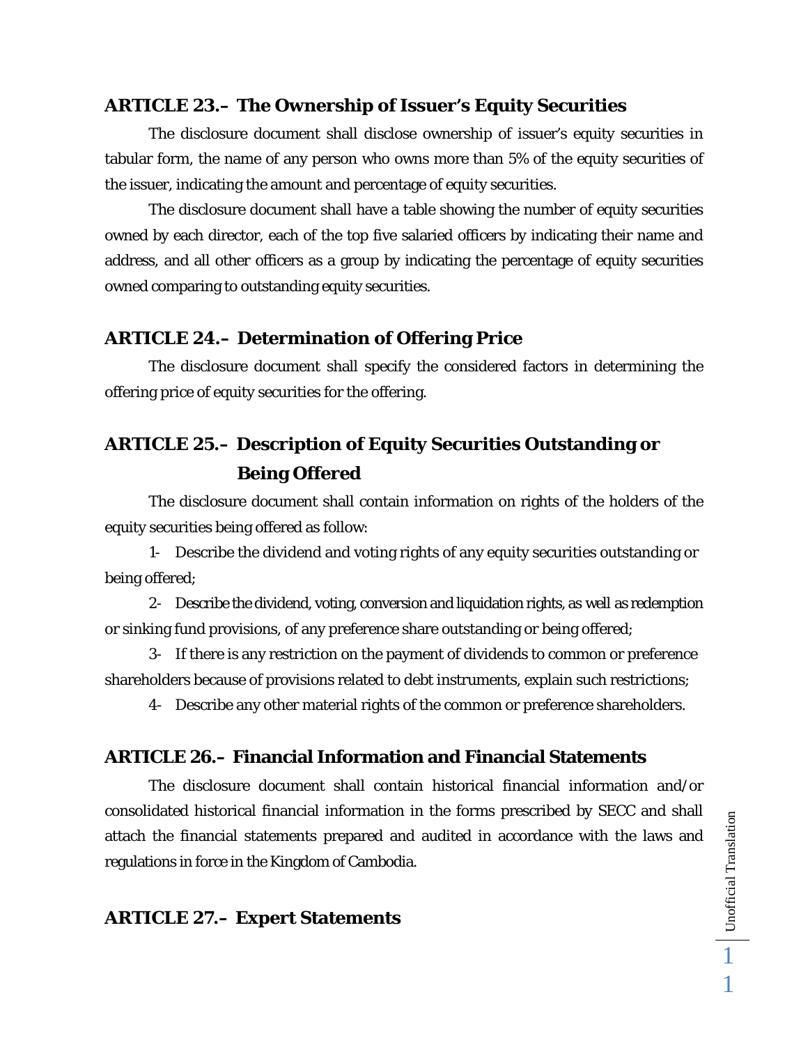## ARTICLE 23.– The Ownership of Issuer's Equity Securities

The disclosure document shall disclose ownership of issuer's equity securities in tabular form, the name of any person who owns more than 5% of the equity securities of the issuer, indicating the amount and percentage of equity securities.

The disclosure document shall have a table showing the number of equity securities owned by each director, each of the top five salaried officers by indicating their name and address, and all other officers as a group by indicating the percentage of equity securities owned comparing to outstanding equity securities.

## ARTICLE 24.– Determination of Offering Price

The disclosure document shall specify the considered factors in determining the offering price of equity securities for the offering.

## ARTICLE 25.– Description of Equity Securities Outstanding or Being Offered

The disclosure document shall contain information on rights of the holders of the equity securities being offered as follow:

1- Describe the dividend and voting rights of any equity securities outstanding or being offered;

2- Describe the dividend, voting, conversion and liquidation rights, as well as redemption or sinking fund provisions, of any preference share outstanding or being offered;

3- If there is any restriction on the payment of dividends to common or preference shareholders because of provisions related to debt instruments, explain such restrictions;

4- Describe any other material rights of the common or preference shareholders.

## ARTICLE 26.– Financial Information and Financial Statements

The disclosure document shall contain historical financial information and/or consolidated historical financial information in the forms prescribed by SECC and shall attach the financial statements prepared and audited in accordance with the laws and regulations in force in the Kingdom of Cambodia.

## ARTICLE 27.– Expert Statements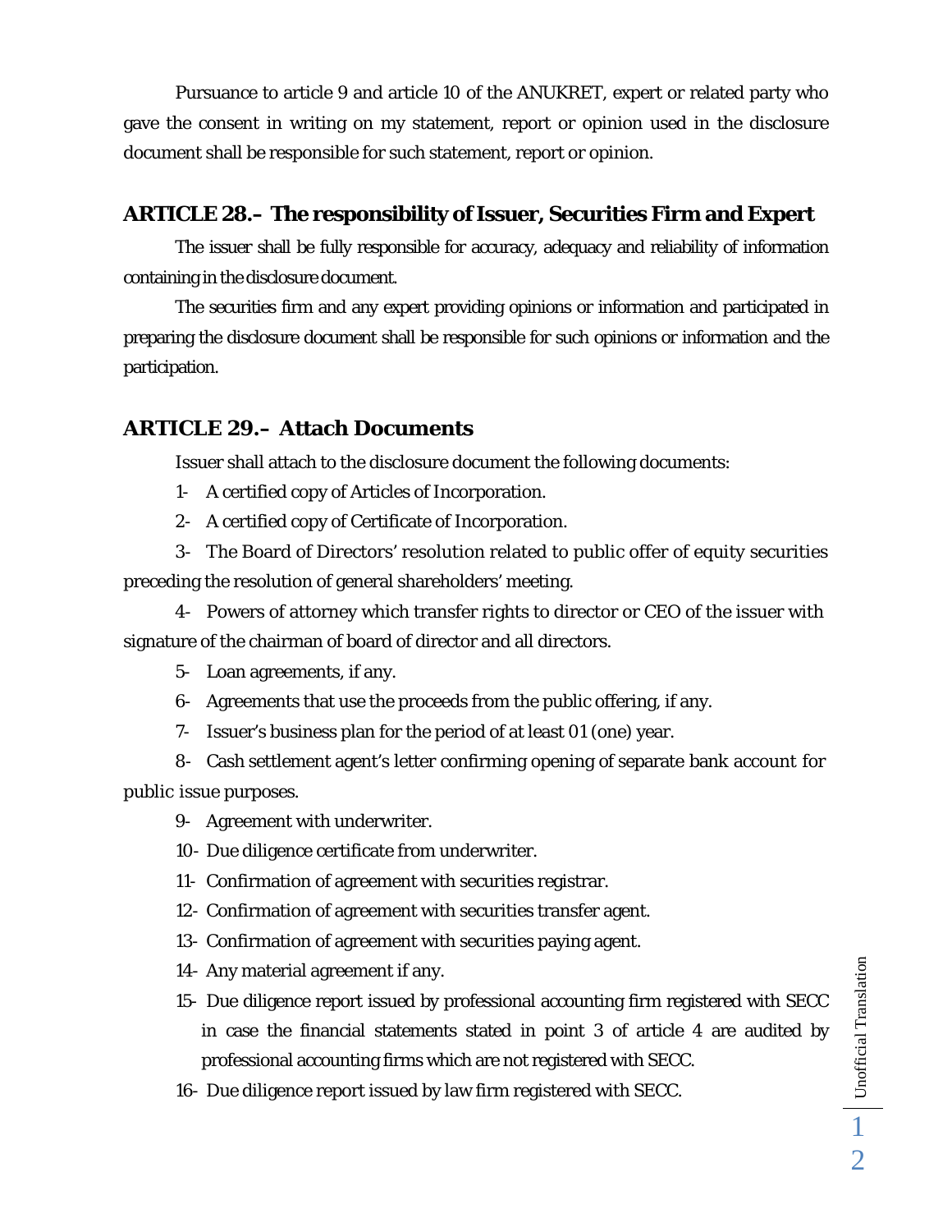Pursuance to article 9 and article 10 of the ANUKRET, expert or related party who gave the consent in writing on my statement, report or opinion used in the disclosure document shall be responsible for such statement, report or opinion.

## ARTICLE 28.– The responsibility of Issuer, Securities Firm and Expert

The issuer shall be fully responsible for accuracy, adequacy and reliability of information containing in the disclosure document.

The securities firm and any expert providing opinions or information and participated in preparing the disclosure document shall be responsible for such opinions or information and the participation.

## ARTICLE 29.– Attach Documents

Issuer shall attach to the disclosure document the following documents:

1- A certified copy of Articles of Incorporation.

2- A certified copy of Certificate of Incorporation.

3- The Board of Directors' resolution related to public offer of equity securities preceding the resolution of general shareholders' meeting.

4- Powers of attorney which transfer rights to director or CEO of the issuer with signature of the chairman of board of director and all directors.

5- Loan agreements, if any.

6- Agreements that use the proceeds from the public offering, if any.

7- Issuer's business plan for the period of at least 01 (one) year.

8- Cash settlement agent's letter confirming opening of separate bank account for public issue purposes.

9- Agreement with underwriter.

10- Due diligence certificate from underwriter.

11- Confirmation of agreement with securities registrar.

12- Confirmation of agreement with securities transfer agent.

13- Confirmation of agreement with securities paying agent.

14- Any material agreement if any.

15- Due diligence report issued by professional accounting firm registered with SECC in case the financial statements stated in point 3 of article 4 are audited by professional accounting firms which are not registered with SECC.

16- Due diligence report issued by law firm registered with SECC.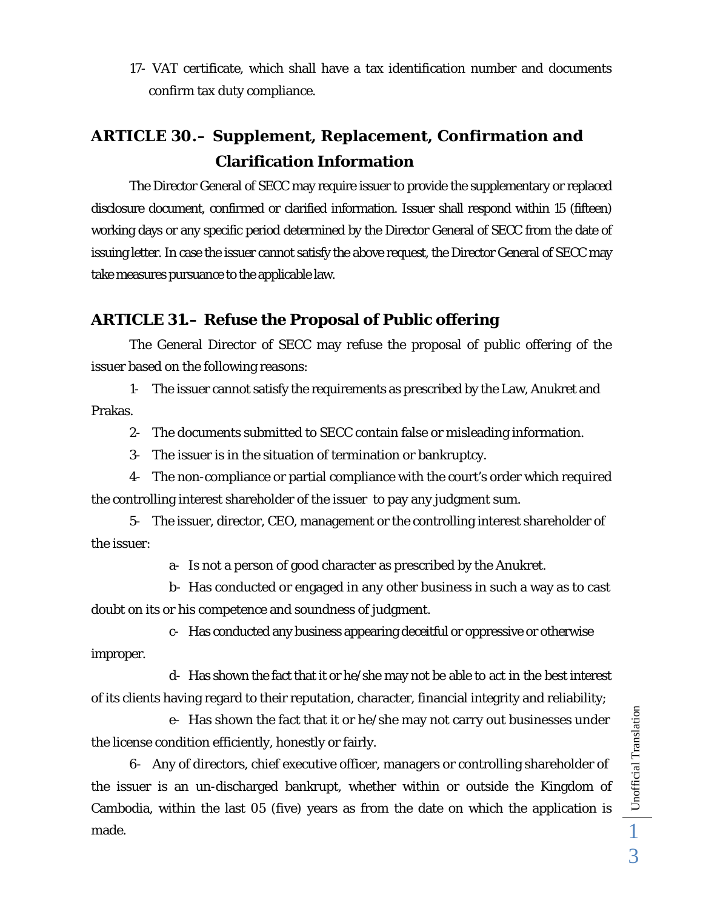17- VAT certificate, which shall have a tax identification number and documents confirm tax duty compliance.

## ARTICLE 30.– Supplement, Replacement, Confirmation and Clarification Information

The Director General of SECC may require issuer to provide the supplementary or replaced disclosure document, confirmed or clarified information. Issuer shall respond within 15 (fifteen) working days or any specific period determined by the Director General of SECC from the date of issuing letter. In case the issuer cannot satisfy the above request, the Director General of SECC may take measures pursuance to the applicable law.

## ARTICLE 31.– Refuse the Proposal of Public offering

The General Director of SECC may refuse the proposal of public offering of the issuer based on the following reasons:

1- The issuer cannot satisfy the requirements as prescribed by the Law, Anukret and Prakas.

2- The documents submitted to SECC contain false or misleading information.

3- The issuer is in the situation of termination or bankruptcy.

4- The non-compliance or partial compliance with the court's order which required the controlling interest shareholder of the issuer to pay any judgment sum.

5- The issuer, director, CEO, management or the controlling interest shareholder of the issuer:

a- Is not a person of good character as prescribed by the Anukret.

b- Has conducted or engaged in any other business in such a way as to cast doubt on its or his competence and soundness of judgment.

c- Has conducted any business appearing deceitful or oppressive or otherwise improper.

d- Has shown the fact that it or he/she may not be able to act in the best interest of its clients having regard to their reputation, character, financial integrity and reliability;

e- Has shown the fact that it or he/she may not carry out businesses under the license condition efficiently, honestly or fairly.

6- Any of directors, chief executive officer, managers or controlling shareholder of the issuer is an un-discharged bankrupt, whether within or outside the Kingdom of Cambodia, within the last 05 (five) years as from the date on which the application is made.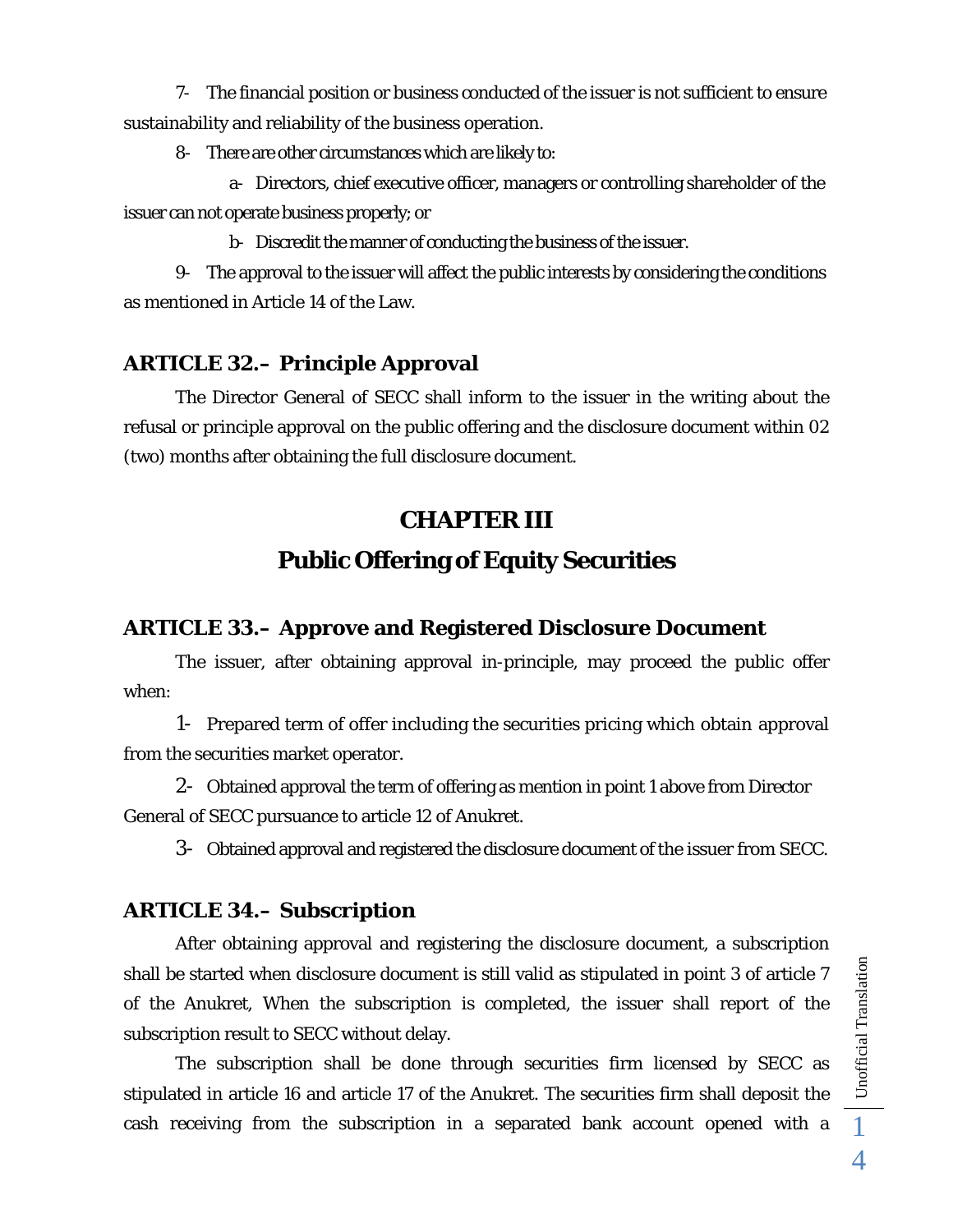7- The financial position or business conducted of the issuer is not sufficient to ensure sustainability and reliability of the business operation.

8- There are other circumstances which are likely to:

a- Directors, chief executive officer, managers or controlling shareholder of the issuer can not operate business properly; or

b- Discredit the manner of conducting the business of the issuer.

9- The approval to the issuer will affect the public interests by considering the conditions as mentioned in Article 14 of the Law.

### ARTICLE 32.– Principle Approval

The Director General of SECC shall inform to the issuer in the writing about the refusal or principle approval on the public offering and the disclosure document within 02 (two) months after obtaining the full disclosure document.

## CHAPTER III

## Public Offering of Equity Securities

### ARTICLE 33.– Approve and Registered Disclosure Document

The issuer, after obtaining approval in-principle, may proceed the public offer when:

1- Prepared term of offer including the securities pricing which obtain approval from the securities market operator.

2- Obtained approval the term of offering as mention in point 1 above from Director General of SECC pursuance to article 12 of Anukret.

3- Obtained approval and registered the disclosure document of the issuer from SECC.

### ARTICLE 34.– Subscription

After obtaining approval and registering the disclosure document, a subscription shall be started when disclosure document is still valid as stipulated in point 3 of article 7 of the Anukret, When the subscription is completed, the issuer shall report of the subscription result to SECC without delay.

The subscription shall be done through securities firm licensed by SECC as stipulated in article 16 and article 17 of the Anukret. The securities firm shall deposit the cash receiving from the subscription in a separated bank account opened with a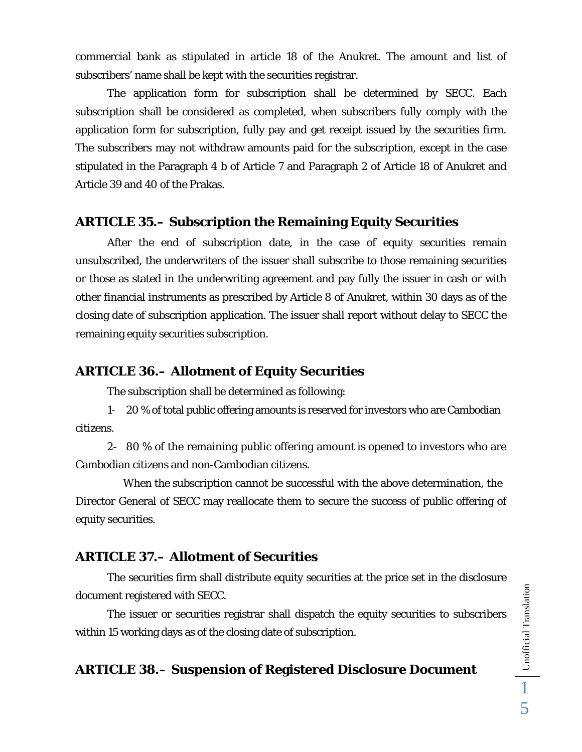commercial bank as stipulated in article 18 of the Anukret. The amount and list of subscribers' name shall be kept with the securities registrar.

The application form for subscription shall be determined by SECC. Each subscription shall be considered as completed, when subscribers fully comply with the application form for subscription, fully pay and get receipt issued by the securities firm. The subscribers may not withdraw amounts paid for the subscription, except in the case stipulated in the Paragraph 4 b of Article 7 and Paragraph 2 of Article 18 of Anukret and Article 39 and 40 of the Prakas.

## ARTICLE 35.– Subscription the Remaining Equity Securities

After the end of subscription date, in the case of equity securities remain unsubscribed, the underwriters of the issuer shall subscribe to those remaining securities or those as stated in the underwriting agreement and pay fully the issuer in cash or with other financial instruments as prescribed by Article 8 of Anukret, within 30 days as of the closing date of subscription application. The issuer shall report without delay to SECC the remaining equity securities subscription.

## ARTICLE 36.– Allotment of Equity Securities

The subscription shall be determined as following:

1- 20 % of total public offering amounts is reserved for investors who are Cambodian citizens.

2- 80 % of the remaining public offering amount is opened to investors who are Cambodian citizens and non-Cambodian citizens.

When the subscription cannot be successful with the above determination, the Director General of SECC may reallocate them to secure the success of public offering of equity securities.

## ARTICLE 37.– Allotment of Securities

The securities firm shall distribute equity securities at the price set in the disclosure document registered with SECC.

The issuer or securities registrar shall dispatch the equity securities to subscribers within 15 working days as of the closing date of subscription.

## ARTICLE 38.– Suspension of Registered Disclosure Document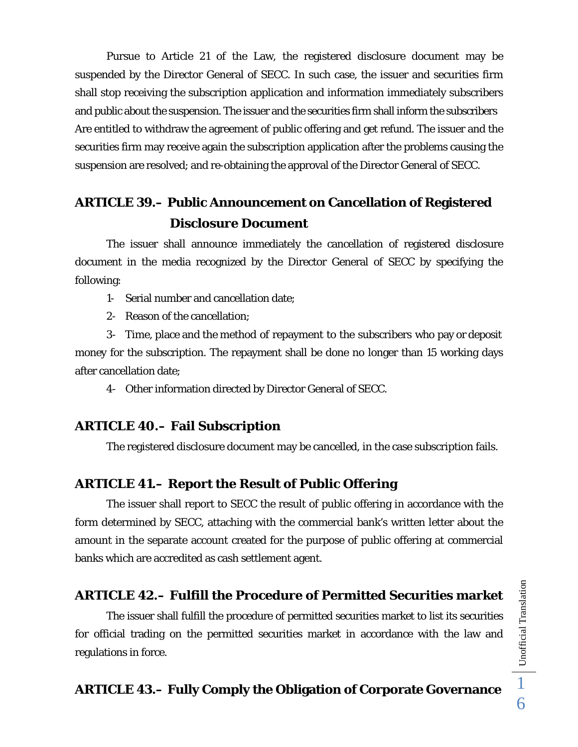Pursue to Article 21 of the Law, the registered disclosure document may be suspended by the Director General of SECC. In such case, the issuer and securities firm shall stop receiving the subscription application and information immediately subscribers and public about the suspension. The issuer and the securities firm shall inform the subscribers Are entitled to withdraw the agreement of public offering and get refund. The issuer and the securities firm may receive again the subscription application after the problems causing the suspension are resolved; and re-obtaining the approval of the Director General of SECC.

## ARTICLE 39.– Public Announcement on Cancellation of Registered Disclosure Document

The issuer shall announce immediately the cancellation of registered disclosure document in the media recognized by the Director General of SECC by specifying the following:

1- Serial number and cancellation date;

2- Reason of the cancellation;

3- Time, place and the method of repayment to the subscribers who pay or deposit money for the subscription. The repayment shall be done no longer than 15 working days after cancellation date;

4- Other information directed by Director General of SECC.

## ARTICLE 40.– Fail Subscription

The registered disclosure document may be cancelled, in the case subscription fails.

## ARTICLE 41.– Report the Result of Public Offering

The issuer shall report to SECC the result of public offering in accordance with the form determined by SECC, attaching with the commercial bank's written letter about the amount in the separate account created for the purpose of public offering at commercial banks which are accredited as cash settlement agent.

## ARTICLE 42.– Fulfill the Procedure of Permitted Securities market

The issuer shall fulfill the procedure of permitted securities market to list its securities for official trading on the permitted securities market in accordance with the law and regulations in force.

## ARTICLE 43.– Fully Comply the Obligation of Corporate Governance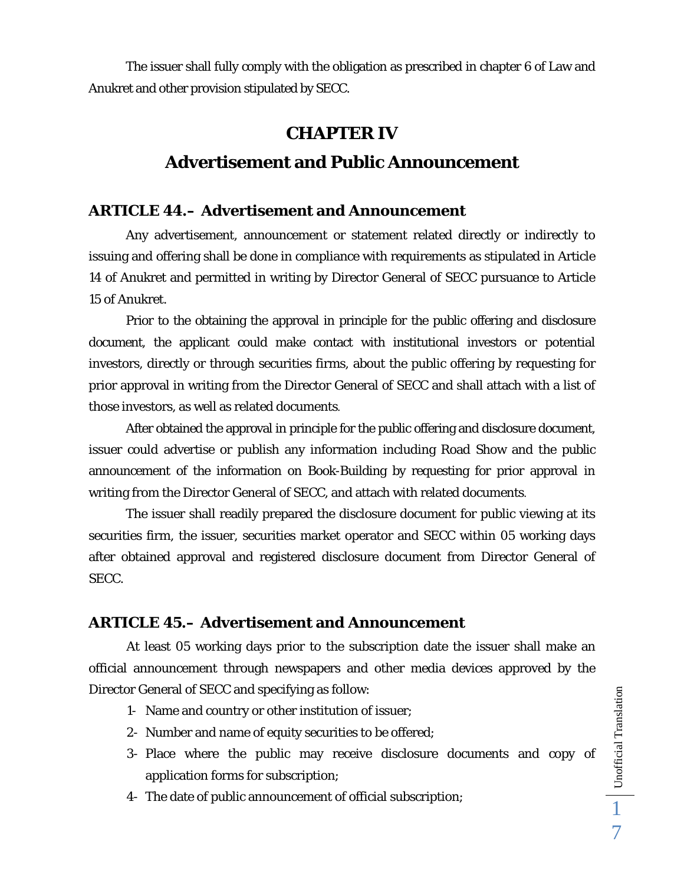The issuer shall fully comply with the obligation as prescribed in chapter 6 of Law and Anukret and other provision stipulated by SECC.

# CHAPTER IV

# Advertisement and Public Announcement

### ARTICLE 44.– Advertisement and Announcement

Any advertisement, announcement or statement related directly or indirectly to issuing and offering shall be done in compliance with requirements as stipulated in Article 14 of Anukret and permitted in writing by Director General of SECC pursuance to Article 15 of Anukret.

Prior to the obtaining the approval in principle for the public offering and disclosure document, the applicant could make contact with institutional investors or potential investors, directly or through securities firms, about the public offering by requesting for prior approval in writing from the Director General of SECC and shall attach with a list of those investors, as well as related documents.

After obtained the approval in principle for the public offering and disclosure document, issuer could advertise or publish any information including Road Show and the public announcement of the information on Book-Building by requesting for prior approval in writing from the Director General of SECC, and attach with related documents.

The issuer shall readily prepared the disclosure document for public viewing at its securities firm, the issuer, securities market operator and SECC within 05 working days after obtained approval and registered disclosure document from Director General of SECC.

### ARTICLE 45.– Advertisement and Announcement

At least 05 working days prior to the subscription date the issuer shall make an official announcement through newspapers and other media devices approved by the Director General of SECC and specifying as follow:

1- Name and country or other institution of issuer;
2- Number and name of equity securities to be offered;
3- Place where the public may receive disclosure documents and copy of application forms for subscription;
4- The date of public announcement of official subscription;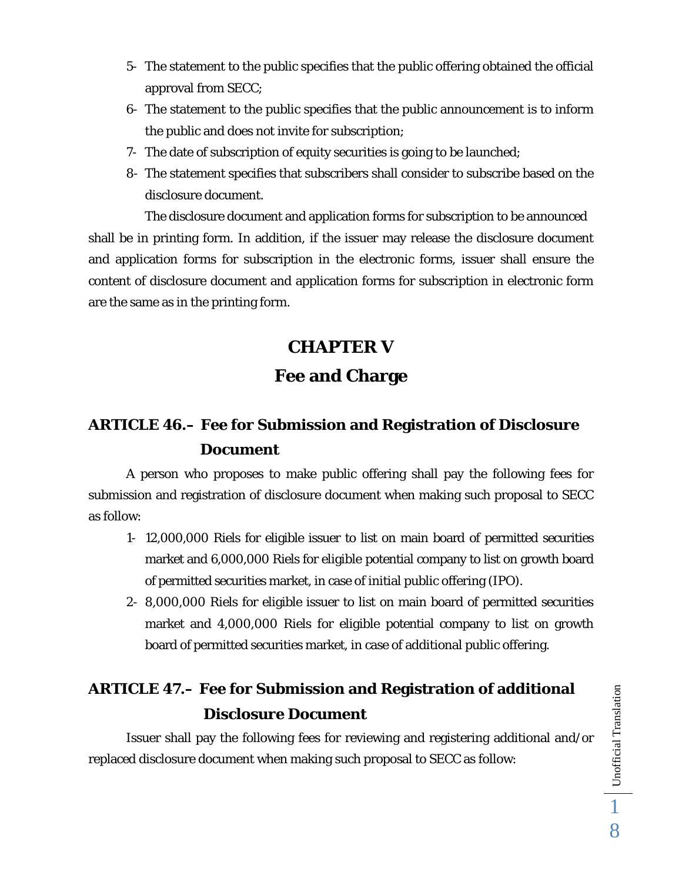5- The statement to the public specifies that the public offering obtained the official approval from SECC;
6- The statement to the public specifies that the public announcement is to inform the public and does not invite for subscription;
7- The date of subscription of equity securities is going to be launched;
8- The statement specifies that subscribers shall consider to subscribe based on the disclosure document.

The disclosure document and application forms for subscription to be announced shall be in printing form. In addition, if the issuer may release the disclosure document and application forms for subscription in the electronic forms, issuer shall ensure the content of disclosure document and application forms for subscription in electronic form are the same as in the printing form.

# CHAPTER V

# Fee and Charge

## ARTICLE 46.– Fee for Submission and Registration of Disclosure Document

A person who proposes to make public offering shall pay the following fees for submission and registration of disclosure document when making such proposal to SECC as follow:

1- 12,000,000 Riels for eligible issuer to list on main board of permitted securities market and 6,000,000 Riels for eligible potential company to list on growth board of permitted securities market, in case of initial public offering (IPO).
2- 8,000,000 Riels for eligible issuer to list on main board of permitted securities market and 4,000,000 Riels for eligible potential company to list on growth board of permitted securities market, in case of additional public offering.

## ARTICLE 47.– Fee for Submission and Registration of additional Disclosure Document

Issuer shall pay the following fees for reviewing and registering additional and/or replaced disclosure document when making such proposal to SECC as follow: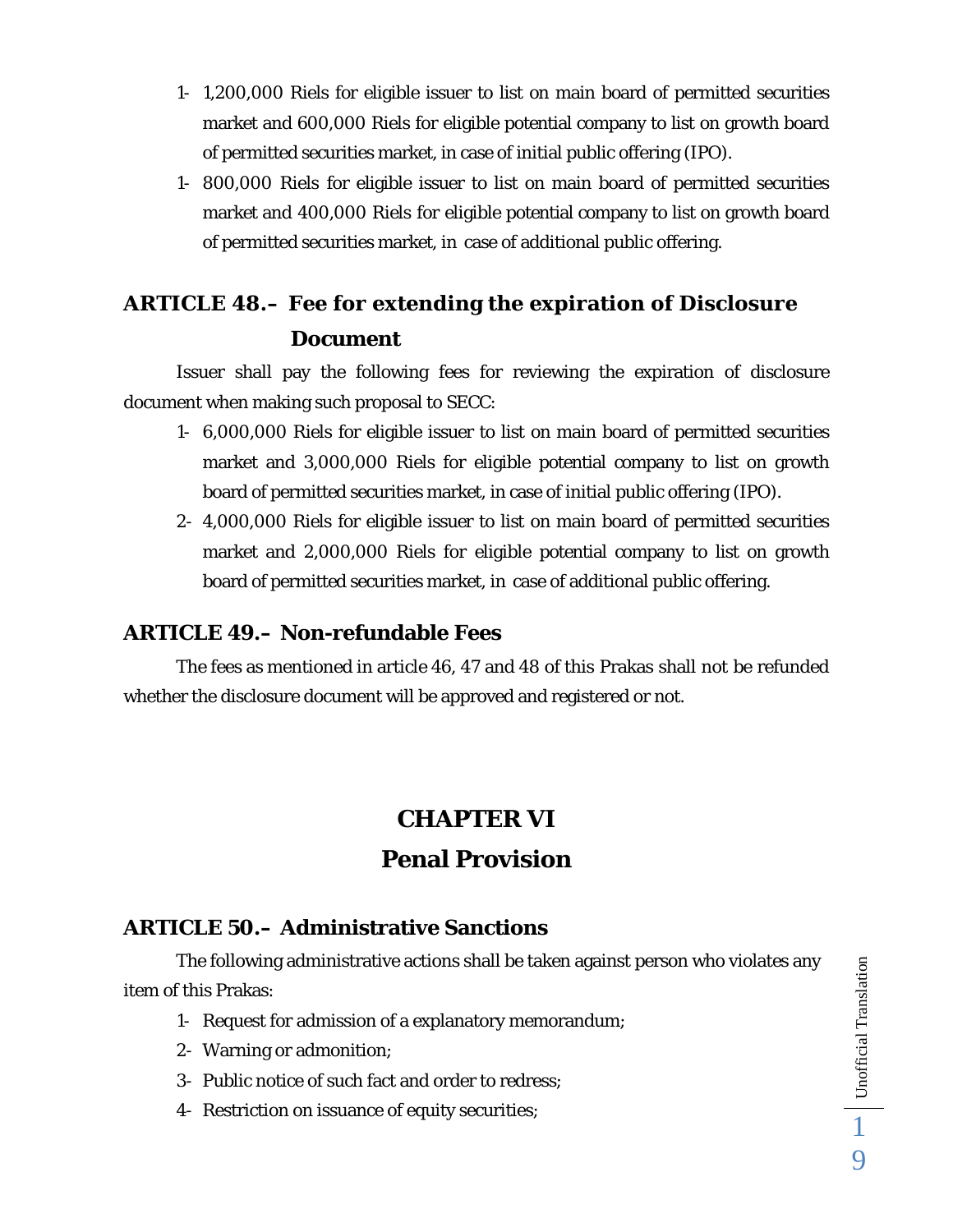1- 1,200,000 Riels for eligible issuer to list on main board of permitted securities market and 600,000 Riels for eligible potential company to list on growth board of permitted securities market, in case of initial public offering (IPO).

1- 800,000 Riels for eligible issuer to list on main board of permitted securities market and 400,000 Riels for eligible potential company to list on growth board of permitted securities market, in case of additional public offering.

### ARTICLE 48.– Fee for extending the expiration of Disclosure Document

Issuer shall pay the following fees for reviewing the expiration of disclosure document when making such proposal to SECC:

1- 6,000,000 Riels for eligible issuer to list on main board of permitted securities market and 3,000,000 Riels for eligible potential company to list on growth board of permitted securities market, in case of initial public offering (IPO).

2- 4,000,000 Riels for eligible issuer to list on main board of permitted securities market and 2,000,000 Riels for eligible potential company to list on growth board of permitted securities market, in case of additional public offering.

### ARTICLE 49.– Non-refundable Fees

The fees as mentioned in article 46, 47 and 48 of this Prakas shall not be refunded whether the disclosure document will be approved and registered or not.

## CHAPTER VI

## Penal Provision

### ARTICLE 50.– Administrative Sanctions

The following administrative actions shall be taken against person who violates any item of this Prakas:

1- Request for admission of a explanatory memorandum;

2- Warning or admonition;

3- Public notice of such fact and order to redress;

4- Restriction on issuance of equity securities;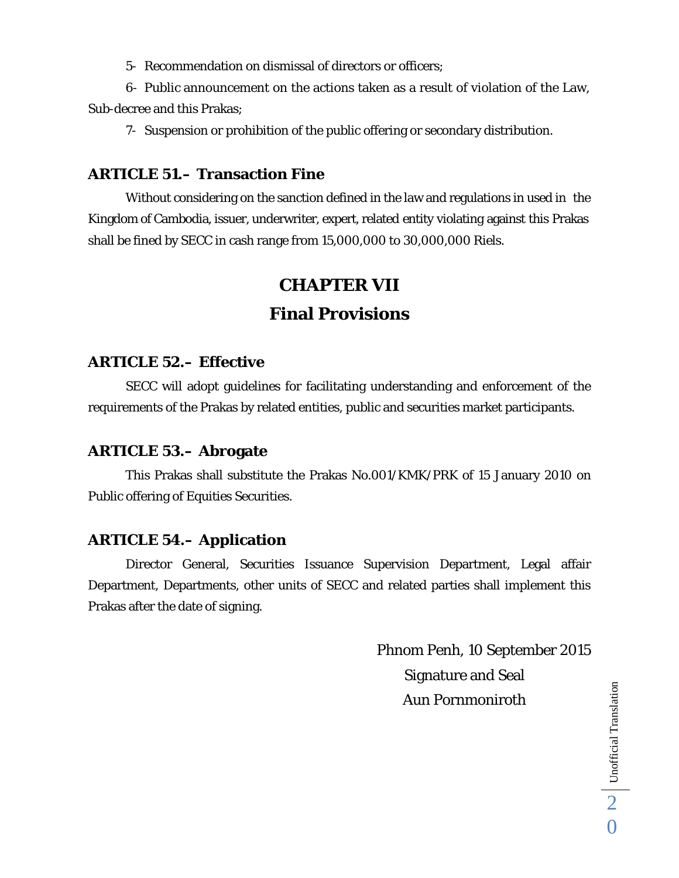5- Recommendation on dismissal of directors or officers;

6- Public announcement on the actions taken as a result of violation of the Law, Sub-decree and this Prakas;

7- Suspension or prohibition of the public offering or secondary distribution.

### ARTICLE 51.– Transaction Fine

Without considering on the sanction defined in the law and regulations in used in the Kingdom of Cambodia, issuer, underwriter, expert, related entity violating against this Prakas shall be fined by SECC in cash range from 15,000,000 to 30,000,000 Riels.

## CHAPTER VII
## Final Provisions

### ARTICLE 52.– Effective

SECC will adopt guidelines for facilitating understanding and enforcement of the requirements of the Prakas by related entities, public and securities market participants.

### ARTICLE 53.– Abrogate

This Prakas shall substitute the Prakas No.001/KMK/PRK of 15 January 2010 on Public offering of Equities Securities.

### ARTICLE 54.– Application

Director General, Securities Issuance Supervision Department, Legal affair Department, Departments, other units of SECC and related parties shall implement this Prakas after the date of signing.

Phnom Penh, 10 September 2015

Signature and Seal

Aun Pornmoniroth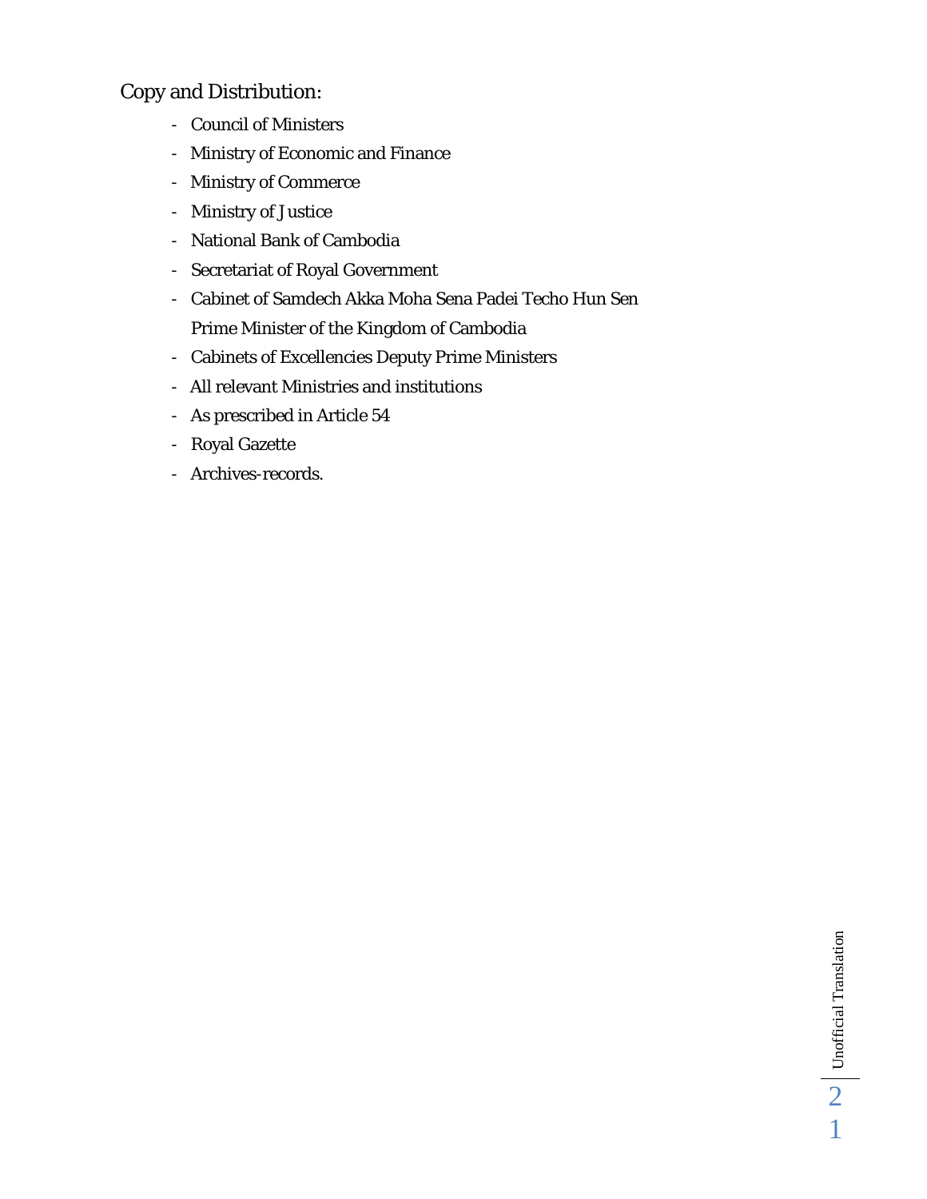Copy and Distribution:

- Council of Ministers
- Ministry of Economic and Finance
- Ministry of Commerce
- Ministry of Justice
- National Bank of Cambodia
- Secretariat of Royal Government
- Cabinet of Samdech Akka Moha Sena Padei Techo Hun Sen Prime Minister of the Kingdom of Cambodia
- Cabinets of Excellencies Deputy Prime Ministers
- All relevant Ministries and institutions
- As prescribed in Article 54
- Royal Gazette
- Archives-records.